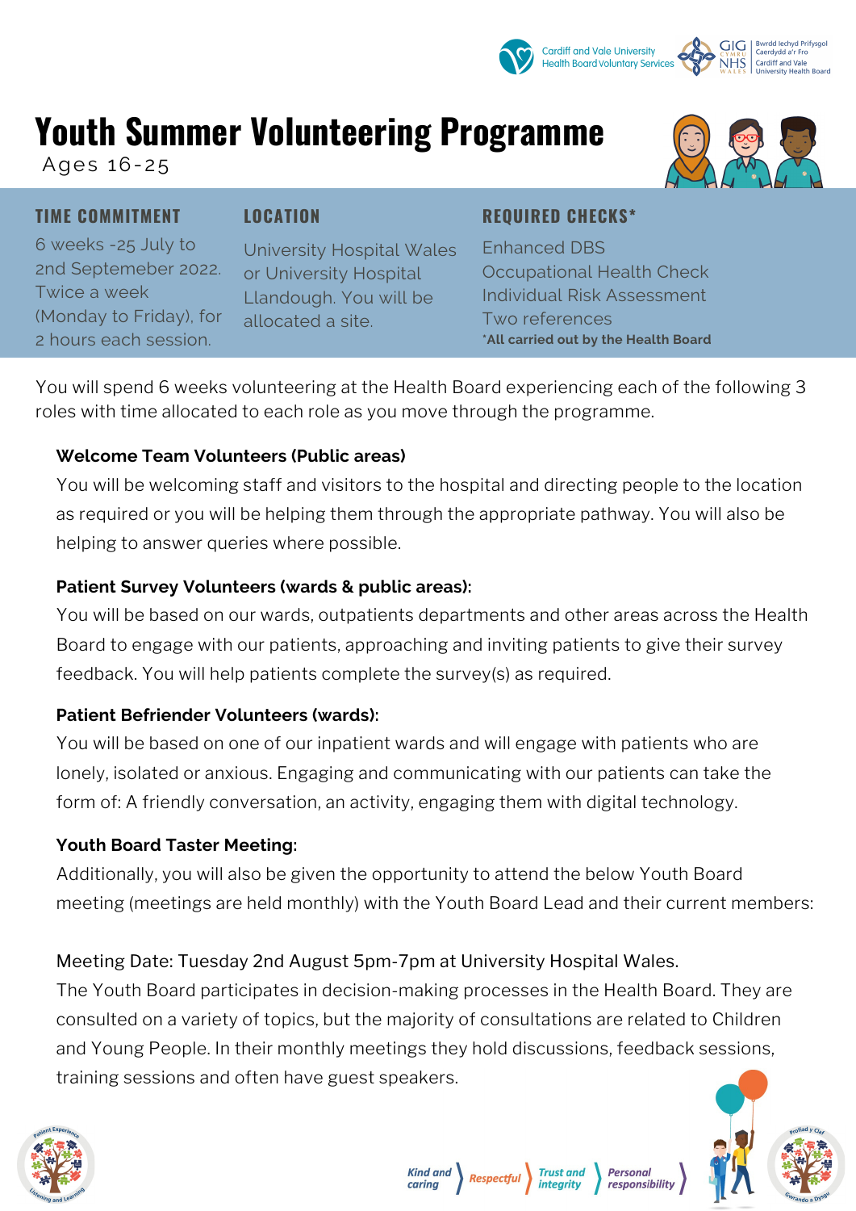Cardiff and Vale University Health Board Voluntary Services

GIG CYMRU NHS WALES — Bwrdd Iechyd Prifysgol Caerdydd a'r Fro / Cardiff and Vale University Health Board

# Youth Summer Volunteering Programme

Ages 16-25

| TIME COMMITMENT | LOCATION | REQUIRED CHECKS* |
| --- | --- | --- |
| 6 weeks -25 July to 2nd Septemeber 2022. Twice a week (Monday to Friday), for 2 hours each session. | University Hospital Wales or University Hospital Llandough. You will be allocated a site. | Enhanced DBS<br>Occupational Health Check<br>Individual Risk Assessment<br>Two references<br>***All carried out by the Health Board** |

You will spend 6 weeks volunteering at the Health Board experiencing each of the following 3 roles with time allocated to each role as you move through the programme.

**Welcome Team Volunteers (Public areas)**

You will be welcoming staff and visitors to the hospital and directing people to the location as required or you will be helping them through the appropriate pathway. You will also be helping to answer queries where possible.

**Patient Survey Volunteers (wards & public areas):**

You will be based on our wards, outpatients departments and other areas across the Health Board to engage with our patients, approaching and inviting patients to give their survey feedback. You will help patients complete the survey(s) as required.

**Patient Befriender Volunteers (wards):**

You will be based on one of our inpatient wards and will engage with patients who are lonely, isolated or anxious. Engaging and communicating with our patients can take the form of: A friendly conversation, an activity, engaging them with digital technology.

**Youth Board Taster Meeting:**

Additionally, you will also be given the opportunity to attend the below Youth Board meeting (meetings are held monthly) with the Youth Board Lead and their current members:

Meeting Date: Tuesday 2nd August 5pm-7pm at University Hospital Wales.

The Youth Board participates in decision-making processes in the Health Board. They are consulted on a variety of topics, but the majority of consultations are related to Children and Young People. In their monthly meetings they hold discussions, feedback sessions, training sessions and often have guest speakers.

Kind and caring | Respectful | Trust and integrity | Personal responsibility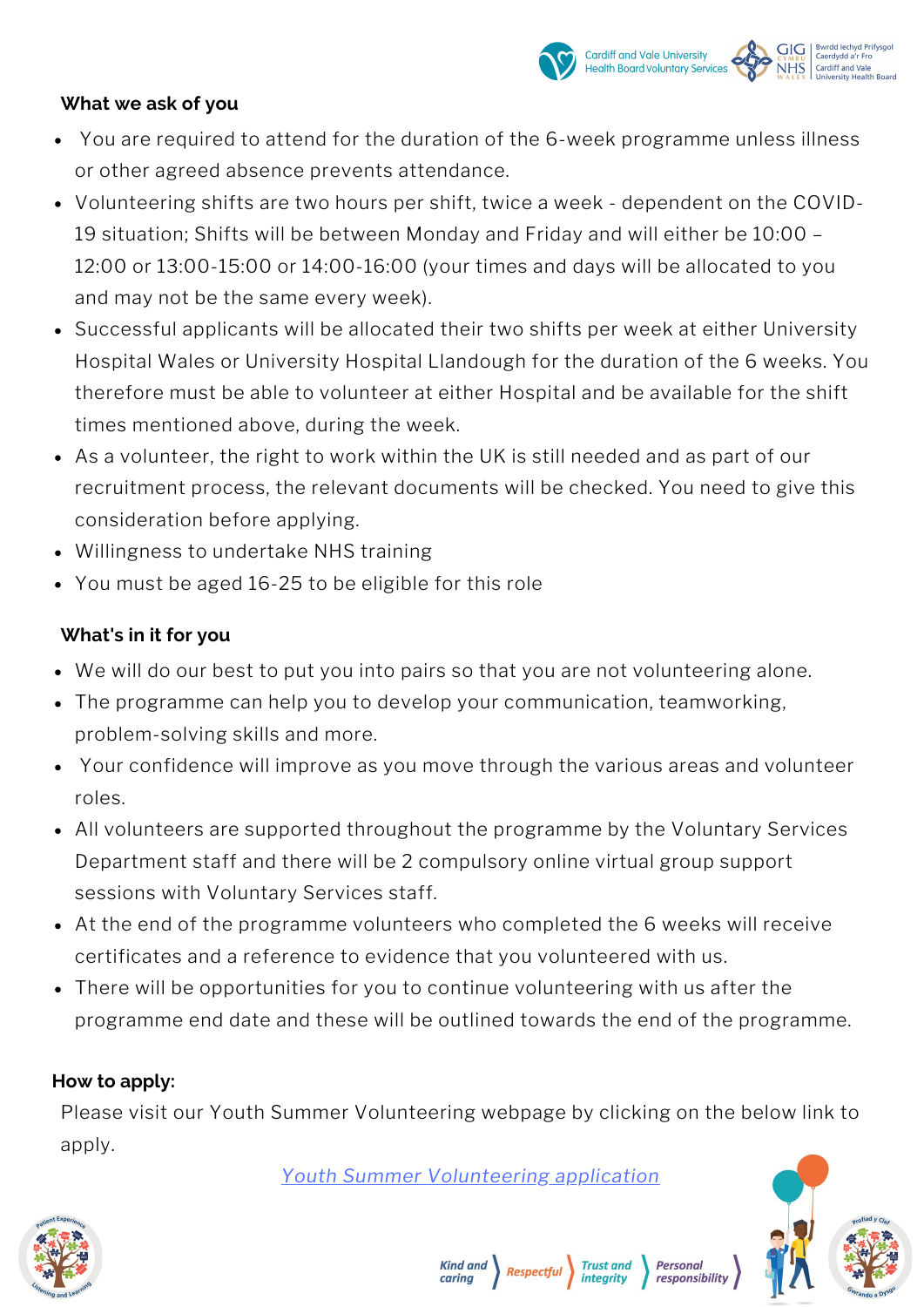### What we ask of you

- You are required to attend for the duration of the 6-week programme unless illness or other agreed absence prevents attendance.
- Volunteering shifts are two hours per shift, twice a week - dependent on the COVID-19 situation; Shifts will be between Monday and Friday and will either be 10:00 – 12:00 or 13:00-15:00 or 14:00-16:00 (your times and days will be allocated to you and may not be the same every week).
- Successful applicants will be allocated their two shifts per week at either University Hospital Wales or University Hospital Llandough for the duration of the 6 weeks. You therefore must be able to volunteer at either Hospital and be available for the shift times mentioned above, during the week.
- As a volunteer, the right to work within the UK is still needed and as part of our recruitment process, the relevant documents will be checked. You need to give this consideration before applying.
- Willingness to undertake NHS training
- You must be aged 16-25 to be eligible for this role

### What's in it for you

- We will do our best to put you into pairs so that you are not volunteering alone.
- The programme can help you to develop your communication, teamworking, problem-solving skills and more.
- Your confidence will improve as you move through the various areas and volunteer roles.
- All volunteers are supported throughout the programme by the Voluntary Services Department staff and there will be 2 compulsory online virtual group support sessions with Voluntary Services staff.
- At the end of the programme volunteers who completed the 6 weeks will receive certificates and a reference to evidence that you volunteered with us.
- There will be opportunities for you to continue volunteering with us after the programme end date and these will be outlined towards the end of the programme.

### How to apply:

Please visit our Youth Summer Volunteering webpage by clicking on the below link to apply.

*Youth Summer Volunteering application*

Kind and caring | Respectful | Trust and integrity | Personal responsibility